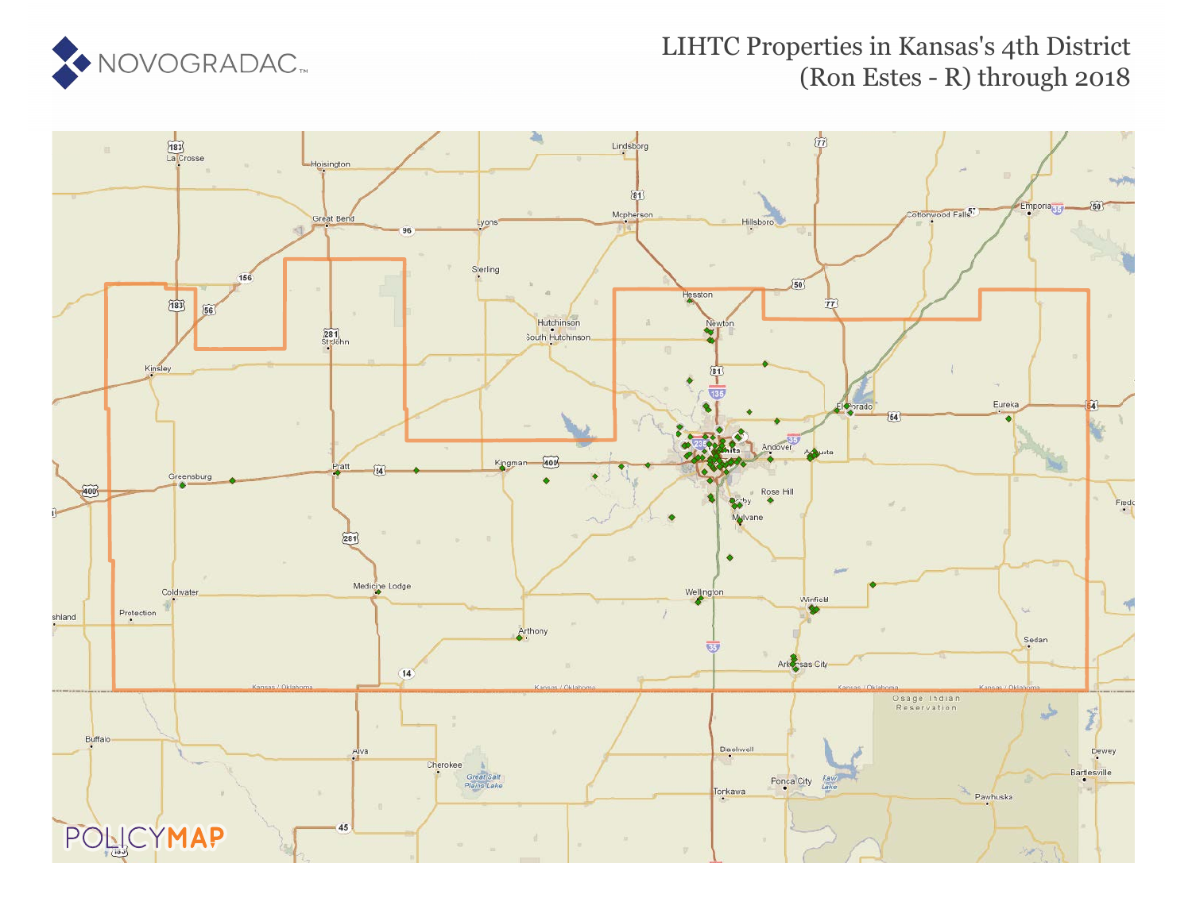# LIHTC Properties in Kansas's 4th District (Ron Estes - R) through 2018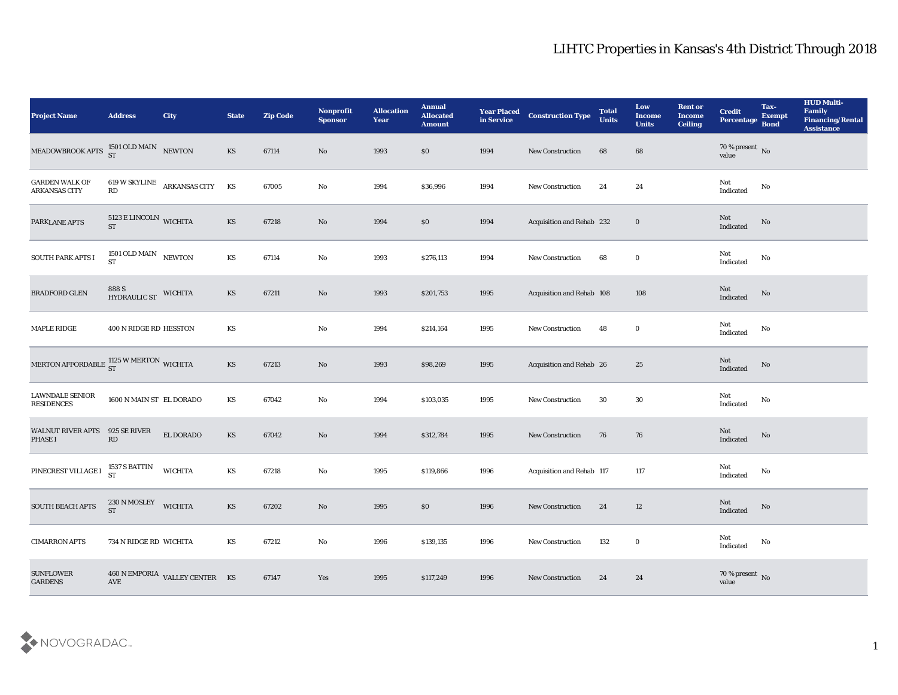# LIHTC Properties in Kansas's 4th District Through 2018

| Project Name | Address | City | State | Zip Code | Nonprofit Sponsor | Allocation Year | Annual Allocated Amount | Year Placed in Service | Construction Type | Total Units | Low Income Units | Rent or Income Ceiling | Credit Percentage | Tax-Exempt Bond | HUD Multi-Family Financing/Rental Assistance |
|---|---|---|---|---|---|---|---|---|---|---|---|---|---|---|---|
| MEADOWBROOK APTS | 1501 OLD MAIN ST | NEWTON | KS | 67114 | No | 1993 | $0 | 1994 | New Construction | 68 | 68 | | 70 % present value | No | |
| GARDEN WALK OF ARKANSAS CITY | 619 W SKYLINE RD | ARKANSAS CITY | KS | 67005 | No | 1994 | $36,996 | 1994 | New Construction | 24 | 24 | | Not Indicated | No | |
| PARKLANE APTS | 5123 E LINCOLN ST | WICHITA | KS | 67218 | No | 1994 | $0 | 1994 | Acquisition and Rehab | 232 | 0 | | Not Indicated | No | |
| SOUTH PARK APTS I | 1501 OLD MAIN ST | NEWTON | KS | 67114 | No | 1993 | $276,113 | 1994 | New Construction | 68 | 0 | | Not Indicated | No | |
| BRADFORD GLEN | 888 S HYDRAULIC ST | WICHITA | KS | 67211 | No | 1993 | $201,753 | 1995 | Acquisition and Rehab | 108 | 108 | | Not Indicated | No | |
| MAPLE RIDGE | 400 N RIDGE RD | HESSTON | KS | | No | 1994 | $214,164 | 1995 | New Construction | 48 | 0 | | Not Indicated | No | |
| MERTON AFFORDABLE | 1125 W MERTON ST | WICHITA | KS | 67213 | No | 1993 | $98,269 | 1995 | Acquisition and Rehab | 26 | 25 | | Not Indicated | No | |
| LAWNDALE SENIOR RESIDENCES | 1600 N MAIN ST | EL DORADO | KS | 67042 | No | 1994 | $103,035 | 1995 | New Construction | 30 | 30 | | Not Indicated | No | |
| WALNUT RIVER APTS PHASE I | 925 SE RIVER RD | EL DORADO | KS | 67042 | No | 1994 | $312,784 | 1995 | New Construction | 76 | 76 | | Not Indicated | No | |
| PINECREST VILLAGE I | 1537 S BATTIN ST | WICHITA | KS | 67218 | No | 1995 | $119,866 | 1996 | Acquisition and Rehab | 117 | 117 | | Not Indicated | No | |
| SOUTH BEACH APTS | 230 N MOSLEY ST | WICHITA | KS | 67202 | No | 1995 | $0 | 1996 | New Construction | 24 | 12 | | Not Indicated | No | |
| CIMARRON APTS | 734 N RIDGE RD | WICHITA | KS | 67212 | No | 1996 | $139,135 | 1996 | New Construction | 132 | 0 | | Not Indicated | No | |
| SUNFLOWER GARDENS | 460 N EMPORIA AVE | VALLEY CENTER | KS | 67147 | Yes | 1995 | $117,249 | 1996 | New Construction | 24 | 24 | | 70 % present value | No | |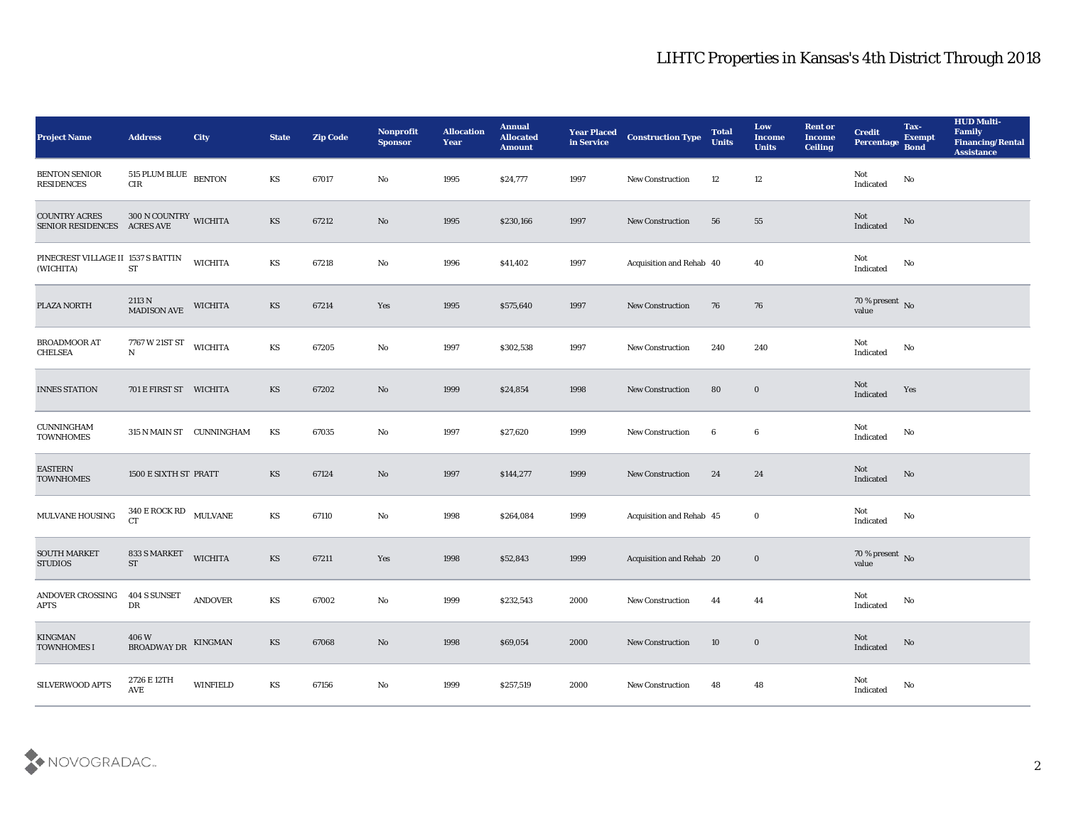# LIHTC Properties in Kansas's 4th District Through 2018

| Project Name | Address | City | State | Zip Code | Nonprofit Sponsor | Allocation Year | Annual Allocated Amount | Year Placed in Service | Construction Type | Total Units | Low Income Units | Rent or Income Ceiling | Credit Percentage | Tax-Exempt Bond | HUD Multi-Family Financing/Rental Assistance |
|---|---|---|---|---|---|---|---|---|---|---|---|---|---|---|---|
| BENTON SENIOR RESIDENCES | 515 PLUM BLUE CIR | BENTON | KS | 67017 | No | 1995 | $24,777 | 1997 | New Construction | 12 | 12 | | Not Indicated | No | |
| COUNTRY ACRES SENIOR RESIDENCES | 300 N COUNTRY ACRES AVE | WICHITA | KS | 67212 | No | 1995 | $230,166 | 1997 | New Construction | 56 | 55 | | Not Indicated | No | |
| PINECREST VILLAGE II (WICHITA) | 1537 S BATTIN ST | WICHITA | KS | 67218 | No | 1996 | $41,402 | 1997 | Acquisition and Rehab | 40 | 40 | | Not Indicated | No | |
| PLAZA NORTH | 2113 N MADISON AVE | WICHITA | KS | 67214 | Yes | 1995 | $575,640 | 1997 | New Construction | 76 | 76 | | 70 % present value | No | |
| BROADMOOR AT CHELSEA | 7767 W 21ST ST N | WICHITA | KS | 67205 | No | 1997 | $302,538 | 1997 | New Construction | 240 | 240 | | Not Indicated | No | |
| INNES STATION | 701 E FIRST ST | WICHITA | KS | 67202 | No | 1999 | $24,854 | 1998 | New Construction | 80 | 0 | | Not Indicated | Yes | |
| CUNNINGHAM TOWNHOMES | 315 N MAIN ST | CUNNINGHAM | KS | 67035 | No | 1997 | $27,620 | 1999 | New Construction | 6 | 6 | | Not Indicated | No | |
| EASTERN TOWNHOMES | 1500 E SIXTH ST | PRATT | KS | 67124 | No | 1997 | $144,277 | 1999 | New Construction | 24 | 24 | | Not Indicated | No | |
| MULVANE HOUSING | 340 E ROCK RD CT | MULVANE | KS | 67110 | No | 1998 | $264,084 | 1999 | Acquisition and Rehab | 45 | 0 | | Not Indicated | No | |
| SOUTH MARKET STUDIOS | 833 S MARKET ST | WICHITA | KS | 67211 | Yes | 1998 | $52,843 | 1999 | Acquisition and Rehab | 20 | 0 | | 70 % present value | No | |
| ANDOVER CROSSING APTS | 404 S SUNSET DR | ANDOVER | KS | 67002 | No | 1999 | $232,543 | 2000 | New Construction | 44 | 44 | | Not Indicated | No | |
| KINGMAN TOWNHOMES I | 406 W BROADWAY DR | KINGMAN | KS | 67068 | No | 1998 | $69,054 | 2000 | New Construction | 10 | 0 | | Not Indicated | No | |
| SILVERWOOD APTS | 2726 E 12TH AVE | WINFIELD | KS | 67156 | No | 1999 | $257,519 | 2000 | New Construction | 48 | 48 | | Not Indicated | No | |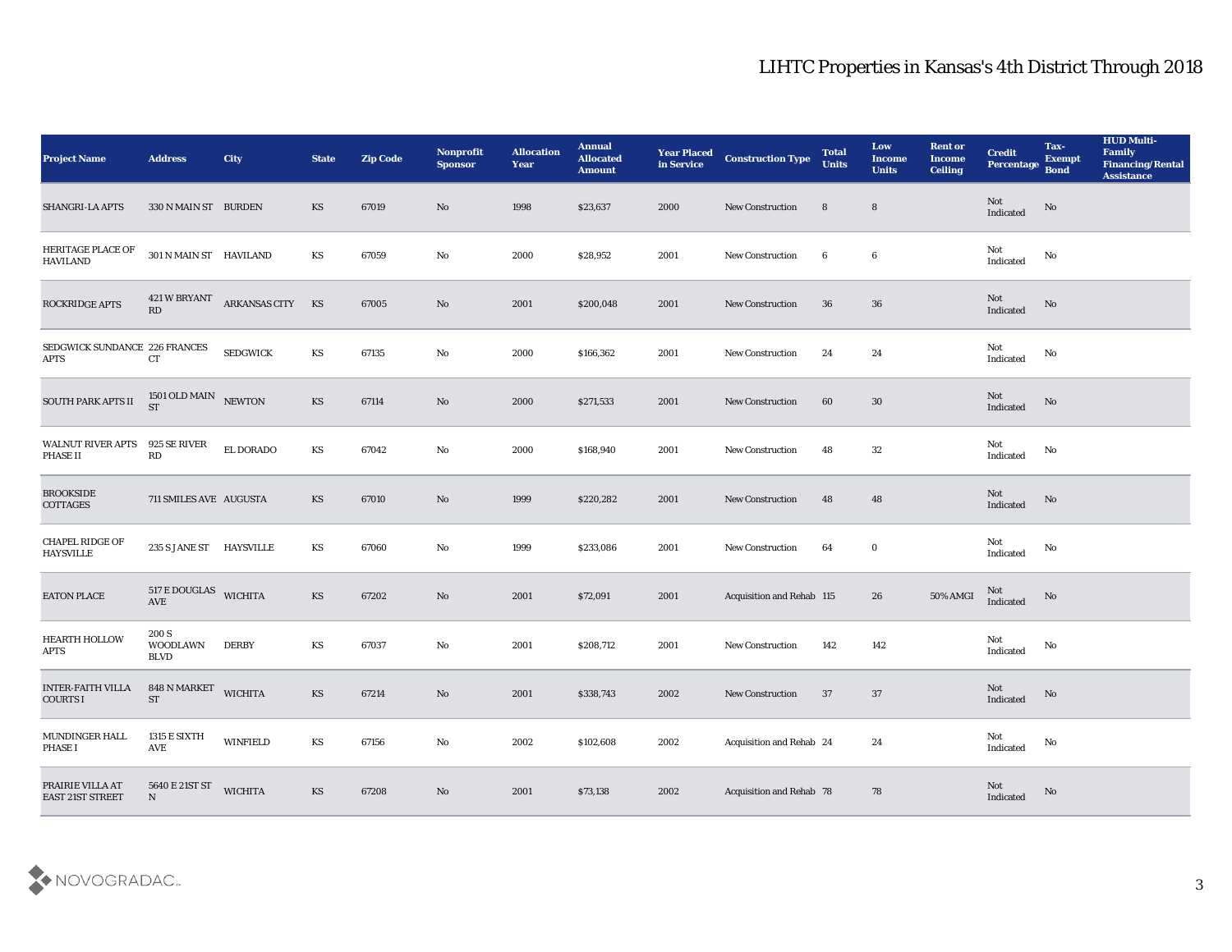| Project Name | Address | City | State | Zip Code | Nonprofit Sponsor | Allocation Year | Annual Allocated Amount | Year Placed in Service | Construction Type | Total Units | Low Income Units | Rent or Income Ceiling | Credit Percentage | Tax-Exempt Bond | HUD Multi-Family Financing/Rental Assistance |
|---|---|---|---|---|---|---|---|---|---|---|---|---|---|---|---|
| SHANGRI-LA APTS | 330 N MAIN ST | BURDEN | KS | 67019 | No | 1998 | $23,637 | 2000 | New Construction | 8 | 8 | | Not Indicated | No | |
| HERITAGE PLACE OF HAVILAND | 301 N MAIN ST | HAVILAND | KS | 67059 | No | 2000 | $28,952 | 2001 | New Construction | 6 | 6 | | Not Indicated | No | |
| ROCKRIDGE APTS | 421 W BRYANT RD | ARKANSAS CITY | KS | 67005 | No | 2001 | $200,048 | 2001 | New Construction | 36 | 36 | | Not Indicated | No | |
| SEDGWICK SUNDANCE APTS | 226 FRANCES CT | SEDGWICK | KS | 67135 | No | 2000 | $166,362 | 2001 | New Construction | 24 | 24 | | Not Indicated | No | |
| SOUTH PARK APTS II | 1501 OLD MAIN ST | NEWTON | KS | 67114 | No | 2000 | $271,533 | 2001 | New Construction | 60 | 30 | | Not Indicated | No | |
| WALNUT RIVER APTS PHASE II | 925 SE RIVER RD | EL DORADO | KS | 67042 | No | 2000 | $168,940 | 2001 | New Construction | 48 | 32 | | Not Indicated | No | |
| BROOKSIDE COTTAGES | 711 SMILES AVE | AUGUSTA | KS | 67010 | No | 1999 | $220,282 | 2001 | New Construction | 48 | 48 | | Not Indicated | No | |
| CHAPEL RIDGE OF HAYSVILLE | 235 S JANE ST | HAYSVILLE | KS | 67060 | No | 1999 | $233,086 | 2001 | New Construction | 64 | 0 | | Not Indicated | No | |
| EATON PLACE | 517 E DOUGLAS AVE | WICHITA | KS | 67202 | No | 2001 | $72,091 | 2001 | Acquisition and Rehab | 115 | 26 | 50% AMGI | Not Indicated | No | |
| HEARTH HOLLOW APTS | 200 S WOODLAWN BLVD | DERBY | KS | 67037 | No | 2001 | $208,712 | 2001 | New Construction | 142 | 142 | | Not Indicated | No | |
| INTER-FAITH VILLA COURTS I | 848 N MARKET ST | WICHITA | KS | 67214 | No | 2001 | $338,743 | 2002 | New Construction | 37 | 37 | | Not Indicated | No | |
| MUNDINGER HALL PHASE I | 1315 E SIXTH AVE | WINFIELD | KS | 67156 | No | 2002 | $102,608 | 2002 | Acquisition and Rehab | 24 | 24 | | Not Indicated | No | |
| PRAIRIE VILLA AT EAST 21ST STREET | 5640 E 21ST ST N | WICHITA | KS | 67208 | No | 2001 | $73,138 | 2002 | Acquisition and Rehab | 78 | 78 | | Not Indicated | No | |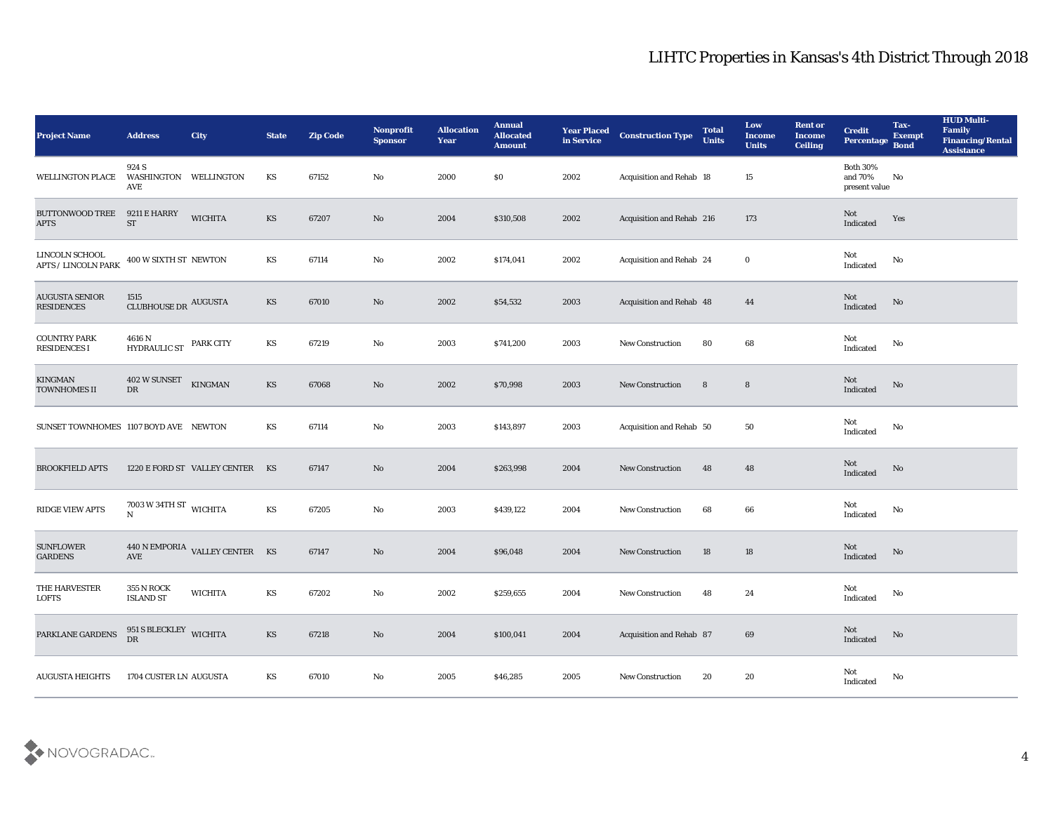# LIHTC Properties in Kansas's 4th District Through 2018

| Project Name | Address | City | State | Zip Code | Nonprofit Sponsor | Allocation Year | Annual Allocated Amount | Year Placed in Service | Construction Type | Total Units | Low Income Units | Rent or Income Ceiling | Credit Percentage | Tax-Exempt Bond | HUD Multi-Family Financing/Rental Assistance |
|---|---|---|---|---|---|---|---|---|---|---|---|---|---|---|---|
| WELLINGTON PLACE | 924 S WASHINGTON AVE | WELLINGTON | KS | 67152 | No | 2000 | $0 | 2002 | Acquisition and Rehab | 18 | 15 | | Both 30% and 70% present value | No | |
| BUTTONWOOD TREE APTS | 9211 E HARRY ST | WICHITA | KS | 67207 | No | 2004 | $310,508 | 2002 | Acquisition and Rehab | 216 | 173 | | Not Indicated | Yes | |
| LINCOLN SCHOOL APTS / LINCOLN PARK | 400 W SIXTH ST | NEWTON | KS | 67114 | No | 2002 | $174,041 | 2002 | Acquisition and Rehab | 24 | 0 | | Not Indicated | No | |
| AUGUSTA SENIOR RESIDENCES | 1515 CLUBHOUSE DR | AUGUSTA | KS | 67010 | No | 2002 | $54,532 | 2003 | Acquisition and Rehab | 48 | 44 | | Not Indicated | No | |
| COUNTRY PARK RESIDENCES I | 4616 N HYDRAULIC ST | PARK CITY | KS | 67219 | No | 2003 | $741,200 | 2003 | New Construction | 80 | 68 | | Not Indicated | No | |
| KINGMAN TOWNHOMES II | 402 W SUNSET DR | KINGMAN | KS | 67068 | No | 2002 | $70,998 | 2003 | New Construction | 8 | 8 | | Not Indicated | No | |
| SUNSET TOWNHOMES | 1107 BOYD AVE | NEWTON | KS | 67114 | No | 2003 | $143,897 | 2003 | Acquisition and Rehab | 50 | 50 | | Not Indicated | No | |
| BROOKFIELD APTS | 1220 E FORD ST | VALLEY CENTER | KS | 67147 | No | 2004 | $263,998 | 2004 | New Construction | 48 | 48 | | Not Indicated | No | |
| RIDGE VIEW APTS | 7003 W 34TH ST N | WICHITA | KS | 67205 | No | 2003 | $439,122 | 2004 | New Construction | 68 | 66 | | Not Indicated | No | |
| SUNFLOWER GARDENS | 440 N EMPORIA AVE | VALLEY CENTER | KS | 67147 | No | 2004 | $96,048 | 2004 | New Construction | 18 | 18 | | Not Indicated | No | |
| THE HARVESTER LOFTS | 355 N ROCK ISLAND ST | WICHITA | KS | 67202 | No | 2002 | $259,655 | 2004 | New Construction | 48 | 24 | | Not Indicated | No | |
| PARKLANE GARDENS | 951 S BLECKLEY DR | WICHITA | KS | 67218 | No | 2004 | $100,041 | 2004 | Acquisition and Rehab | 87 | 69 | | Not Indicated | No | |
| AUGUSTA HEIGHTS | 1704 CUSTER LN | AUGUSTA | KS | 67010 | No | 2005 | $46,285 | 2005 | New Construction | 20 | 20 | | Not Indicated | No | |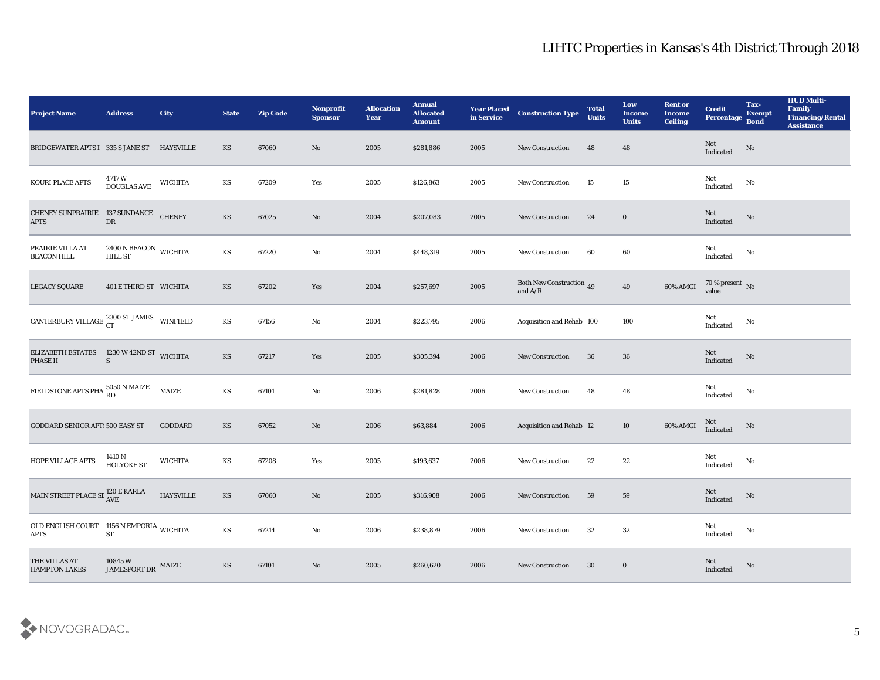# LIHTC Properties in Kansas's 4th District Through 2018

| Project Name | Address | City | State | Zip Code | Nonprofit Sponsor | Allocation Year | Annual Allocated Amount | Year Placed in Service | Construction Type | Total Units | Low Income Units | Rent or Income Ceiling | Credit Percentage | Tax-Exempt Bond | HUD Multi-Family Financing/Rental Assistance |
|---|---|---|---|---|---|---|---|---|---|---|---|---|---|---|---|
| BRIDGEWATER APTS I | 335 S JANE ST | HAYSVILLE | KS | 67060 | No | 2005 | $281,886 | 2005 | New Construction | 48 | 48 | | Not Indicated | No | |
| KOURI PLACE APTS | 4717 W DOUGLAS AVE | WICHITA | KS | 67209 | Yes | 2005 | $126,863 | 2005 | New Construction | 15 | 15 | | Not Indicated | No | |
| CHENEY SUNPRAIRIE APTS | 137 SUNDANCE DR | CHENEY | KS | 67025 | No | 2004 | $207,083 | 2005 | New Construction | 24 | 0 | | Not Indicated | No | |
| PRAIRIE VILLA AT BEACON HILL | 2400 N BEACON HILL ST | WICHITA | KS | 67220 | No | 2004 | $448,319 | 2005 | New Construction | 60 | 60 | | Not Indicated | No | |
| LEGACY SQUARE | 401 E THIRD ST | WICHITA | KS | 67202 | Yes | 2004 | $257,697 | 2005 | Both New Construction and A/R | 49 | 49 | 60% AMGI | 70 % present value | No | |
| CANTERBURY VILLAGE | 2300 ST JAMES CT | WINFIELD | KS | 67156 | No | 2004 | $223,795 | 2006 | Acquisition and Rehab | 100 | 100 | | Not Indicated | No | |
| ELIZABETH ESTATES PHASE II | 1230 W 42ND ST S | WICHITA | KS | 67217 | Yes | 2005 | $305,394 | 2006 | New Construction | 36 | 36 | | Not Indicated | No | |
| FIELDSTONE APTS PHAS | 5050 N MAIZE RD | MAIZE | KS | 67101 | No | 2006 | $281,828 | 2006 | New Construction | 48 | 48 | | Not Indicated | No | |
| GODDARD SENIOR APTS | 500 EASY ST | GODDARD | KS | 67052 | No | 2006 | $63,884 | 2006 | Acquisition and Rehab | 12 | 10 | 60% AMGI | Not Indicated | No | |
| HOPE VILLAGE APTS | 1410 N HOLYOKE ST | WICHITA | KS | 67208 | Yes | 2005 | $193,637 | 2006 | New Construction | 22 | 22 | | Not Indicated | No | |
| MAIN STREET PLACE SE | 120 E KARLA AVE | HAYSVILLE | KS | 67060 | No | 2005 | $316,908 | 2006 | New Construction | 59 | 59 | | Not Indicated | No | |
| OLD ENGLISH COURT APTS | 1156 N EMPORIA ST | WICHITA | KS | 67214 | No | 2006 | $238,879 | 2006 | New Construction | 32 | 32 | | Not Indicated | No | |
| THE VILLAS AT HAMPTON LAKES | 10845 W JAMESPORT DR | MAIZE | KS | 67101 | No | 2005 | $260,620 | 2006 | New Construction | 30 | 0 | | Not Indicated | No | |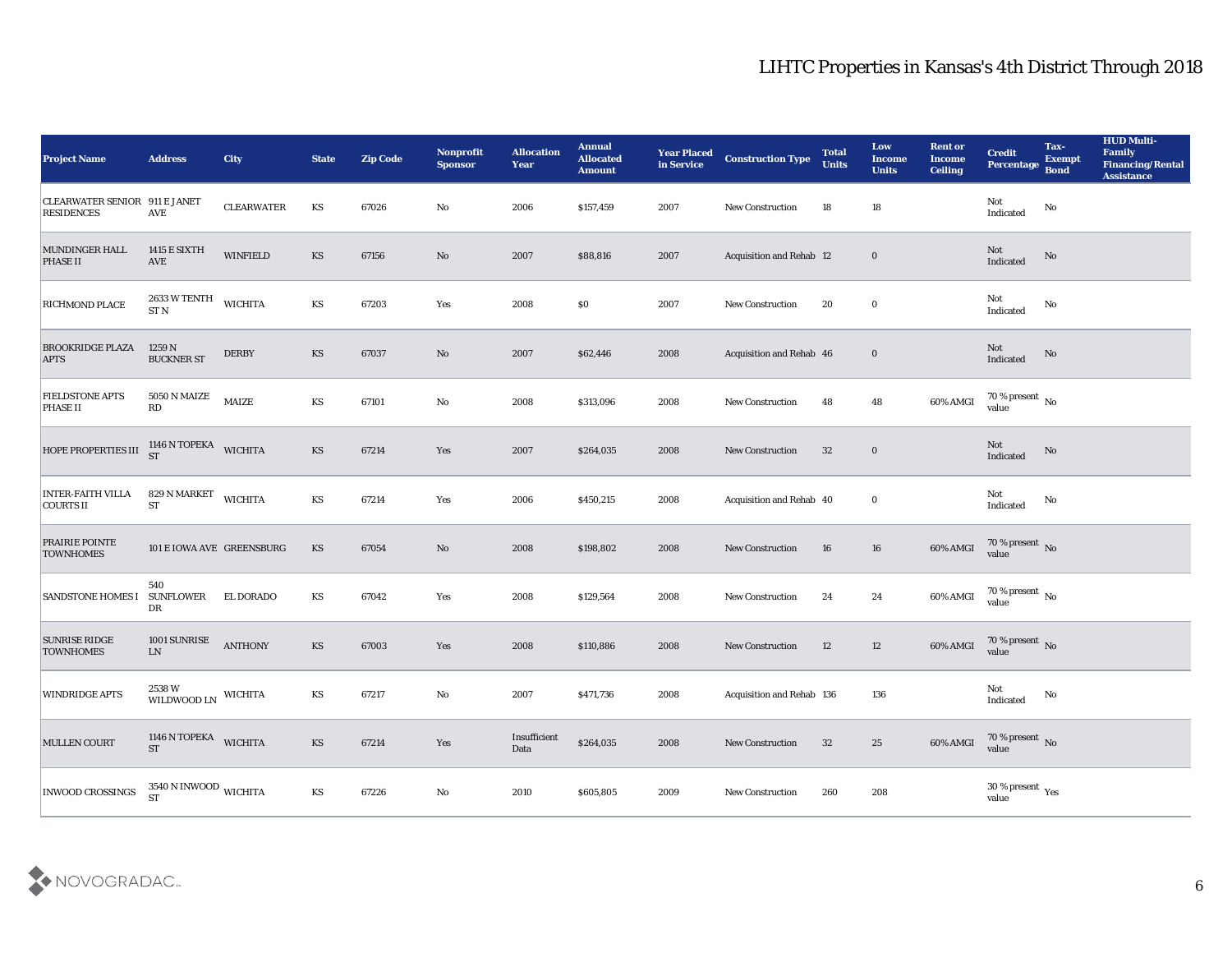# LIHTC Properties in Kansas's 4th District Through 2018

| Project Name | Address | City | State | Zip Code | Nonprofit Sponsor | Allocation Year | Annual Allocated Amount | Year Placed in Service | Construction Type | Total Units | Low Income Units | Rent or Income Ceiling | Credit Percentage | Tax-Exempt Bond | HUD Multi-Family Financing/Rental Assistance |
|---|---|---|---|---|---|---|---|---|---|---|---|---|---|---|---|
| CLEARWATER SENIOR RESIDENCES | 911 E JANET AVE | CLEARWATER | KS | 67026 | No | 2006 | $157,459 | 2007 | New Construction | 18 | 18 | | Not Indicated | No | |
| MUNDINGER HALL PHASE II | 1415 E SIXTH AVE | WINFIELD | KS | 67156 | No | 2007 | $88,816 | 2007 | Acquisition and Rehab | 12 | 0 | | Not Indicated | No | |
| RICHMOND PLACE | 2633 W TENTH ST N | WICHITA | KS | 67203 | Yes | 2008 | $0 | 2007 | New Construction | 20 | 0 | | Not Indicated | No | |
| BROOKRIDGE PLAZA APTS | 1259 N BUCKNER ST | DERBY | KS | 67037 | No | 2007 | $62,446 | 2008 | Acquisition and Rehab | 46 | 0 | | Not Indicated | No | |
| FIELDSTONE APTS PHASE II | 5050 N MAIZE RD | MAIZE | KS | 67101 | No | 2008 | $313,096 | 2008 | New Construction | 48 | 48 | 60% AMGI | 70 % present value | No | |
| HOPE PROPERTIES III | 1146 N TOPEKA ST | WICHITA | KS | 67214 | Yes | 2007 | $264,035 | 2008 | New Construction | 32 | 0 | | Not Indicated | No | |
| INTER-FAITH VILLA COURTS II | 829 N MARKET ST | WICHITA | KS | 67214 | Yes | 2006 | $450,215 | 2008 | Acquisition and Rehab | 40 | 0 | | Not Indicated | No | |
| PRAIRIE POINTE TOWNHOMES | 101 E IOWA AVE | GREENSBURG | KS | 67054 | No | 2008 | $198,802 | 2008 | New Construction | 16 | 16 | 60% AMGI | 70 % present value | No | |
| SANDSTONE HOMES I | 540 SUNFLOWER DR | EL DORADO | KS | 67042 | Yes | 2008 | $129,564 | 2008 | New Construction | 24 | 24 | 60% AMGI | 70 % present value | No | |
| SUNRISE RIDGE TOWNHOMES | 1001 SUNRISE LN | ANTHONY | KS | 67003 | Yes | 2008 | $110,886 | 2008 | New Construction | 12 | 12 | 60% AMGI | 70 % present value | No | |
| WINDRIDGE APTS | 2538 W WILDWOOD LN | WICHITA | KS | 67217 | No | 2007 | $471,736 | 2008 | Acquisition and Rehab | 136 | 136 | | Not Indicated | No | |
| MULLEN COURT | 1146 N TOPEKA ST | WICHITA | KS | 67214 | Yes | Insufficient Data | $264,035 | 2008 | New Construction | 32 | 25 | 60% AMGI | 70 % present value | No | |
| INWOOD CROSSINGS | 3540 N INWOOD ST | WICHITA | KS | 67226 | No | 2010 | $605,805 | 2009 | New Construction | 260 | 208 | | 30 % present value | Yes | |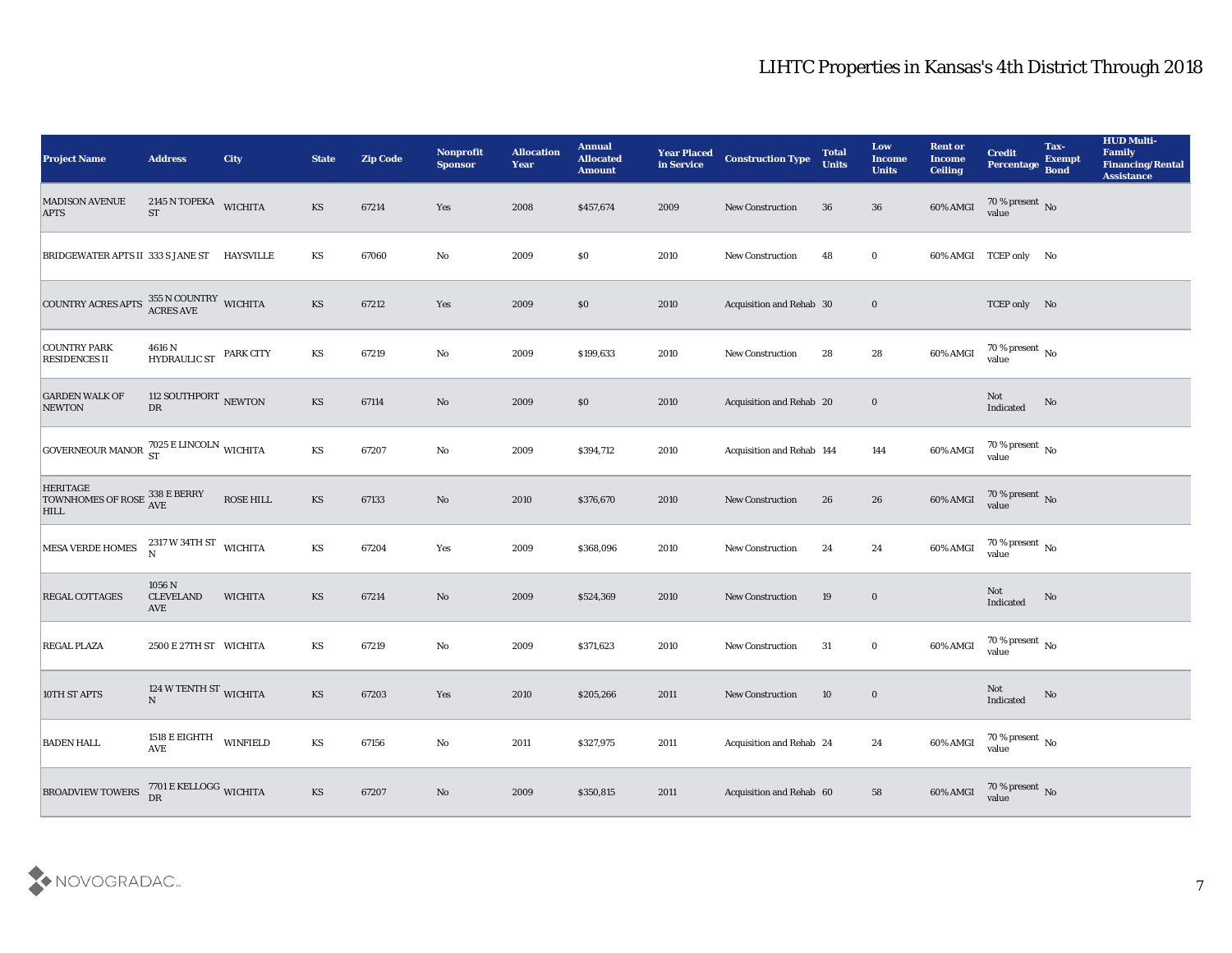# LIHTC Properties in Kansas's 4th District Through 2018

| Project Name | Address | City | State | Zip Code | Nonprofit Sponsor | Allocation Year | Annual Allocated Amount | Year Placed in Service | Construction Type | Total Units | Low Income Units | Rent or Income Ceiling | Credit Percentage | Tax-Exempt Bond | HUD Multi-Family Financing/Rental Assistance |
|---|---|---|---|---|---|---|---|---|---|---|---|---|---|---|---|
| MADISON AVENUE APTS | 2145 N TOPEKA ST | WICHITA | KS | 67214 | Yes | 2008 | $457,674 | 2009 | New Construction | 36 | 36 | 60% AMGI | 70 % present value | No | |
| BRIDGEWATER APTS II | 333 S JANE ST | HAYSVILLE | KS | 67060 | No | 2009 | $0 | 2010 | New Construction | 48 | 0 | 60% AMGI | TCEP only | No | |
| COUNTRY ACRES APTS | 355 N COUNTRY ACRES AVE | WICHITA | KS | 67212 | Yes | 2009 | $0 | 2010 | Acquisition and Rehab | 30 | 0 | | TCEP only | No | |
| COUNTRY PARK RESIDENCES II | 4616 N HYDRAULIC ST | PARK CITY | KS | 67219 | No | 2009 | $199,633 | 2010 | New Construction | 28 | 28 | 60% AMGI | 70 % present value | No | |
| GARDEN WALK OF NEWTON | 112 SOUTHPORT DR | NEWTON | KS | 67114 | No | 2009 | $0 | 2010 | Acquisition and Rehab | 20 | 0 | | Not Indicated | No | |
| GOVERNEOUR MANOR | 7025 E LINCOLN ST | WICHITA | KS | 67207 | No | 2009 | $394,712 | 2010 | Acquisition and Rehab | 144 | 144 | 60% AMGI | 70 % present value | No | |
| HERITAGE TOWNHOMES OF ROSE HILL | 338 E BERRY AVE | ROSE HILL | KS | 67133 | No | 2010 | $376,670 | 2010 | New Construction | 26 | 26 | 60% AMGI | 70 % present value | No | |
| MESA VERDE HOMES | 2317 W 34TH ST N | WICHITA | KS | 67204 | Yes | 2009 | $368,096 | 2010 | New Construction | 24 | 24 | 60% AMGI | 70 % present value | No | |
| REGAL COTTAGES | 1056 N CLEVELAND AVE | WICHITA | KS | 67214 | No | 2009 | $524,369 | 2010 | New Construction | 19 | 0 | | Not Indicated | No | |
| REGAL PLAZA | 2500 E 27TH ST | WICHITA | KS | 67219 | No | 2009 | $371,623 | 2010 | New Construction | 31 | 0 | 60% AMGI | 70 % present value | No | |
| 10TH ST APTS | 124 W TENTH ST N | WICHITA | KS | 67203 | Yes | 2010 | $205,266 | 2011 | New Construction | 10 | 0 | | Not Indicated | No | |
| BADEN HALL | 1518 E EIGHTH AVE | WINFIELD | KS | 67156 | No | 2011 | $327,975 | 2011 | Acquisition and Rehab | 24 | 24 | 60% AMGI | 70 % present value | No | |
| BROADVIEW TOWERS | 7701 E KELLOGG DR | WICHITA | KS | 67207 | No | 2009 | $350,815 | 2011 | Acquisition and Rehab | 60 | 58 | 60% AMGI | 70 % present value | No | |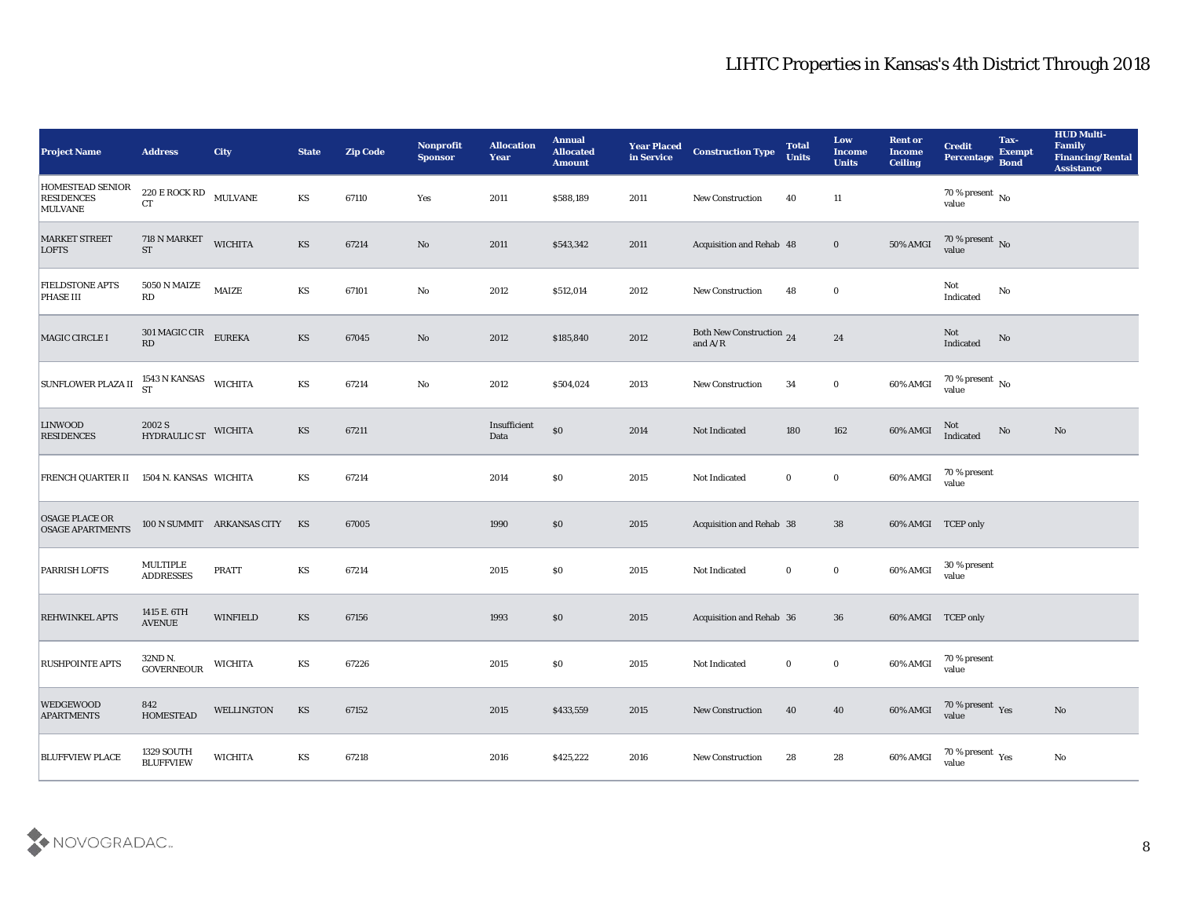# LIHTC Properties in Kansas's 4th District Through 2018

| Project Name | Address | City | State | Zip Code | Nonprofit Sponsor | Allocation Year | Annual Allocated Amount | Year Placed in Service | Construction Type | Total Units | Low Income Units | Rent or Income Ceiling | Credit Percentage | Tax-Exempt Bond | HUD Multi-Family Financing/Rental Assistance |
|---|---|---|---|---|---|---|---|---|---|---|---|---|---|---|---|
| HOMESTEAD SENIOR RESIDENCES MULVANE | 220 E ROCK RD CT | MULVANE | KS | 67110 | Yes | 2011 | $588,189 | 2011 | New Construction | 40 | 11 | | 70 % present value | No | |
| MARKET STREET LOFTS | 718 N MARKET ST | WICHITA | KS | 67214 | No | 2011 | $543,342 | 2011 | Acquisition and Rehab | 48 | 0 | 50% AMGI | 70 % present value | No | |
| FIELDSTONE APTS PHASE III | 5050 N MAIZE RD | MAIZE | KS | 67101 | No | 2012 | $512,014 | 2012 | New Construction | 48 | 0 | | Not Indicated | No | |
| MAGIC CIRCLE I | 301 MAGIC CIR RD | EUREKA | KS | 67045 | No | 2012 | $185,840 | 2012 | Both New Construction and A/R | 24 | 24 | | Not Indicated | No | |
| SUNFLOWER PLAZA II | 1543 N KANSAS ST | WICHITA | KS | 67214 | No | 2012 | $504,024 | 2013 | New Construction | 34 | 0 | 60% AMGI | 70 % present value | No | |
| LINWOOD RESIDENCES | 2002 S HYDRAULIC ST | WICHITA | KS | 67211 | | Insufficient Data | $0 | 2014 | Not Indicated | 180 | 162 | 60% AMGI | Not Indicated | No | No |
| FRENCH QUARTER II | 1504 N. KANSAS | WICHITA | KS | 67214 | | 2014 | $0 | 2015 | Not Indicated | 0 | 0 | 60% AMGI | 70 % present value | | |
| OSAGE PLACE OR OSAGE APARTMENTS | 100 N SUMMIT | ARKANSAS CITY | KS | 67005 | | 1990 | $0 | 2015 | Acquisition and Rehab | 38 | 38 | 60% AMGI | TCEP only | | |
| PARRISH LOFTS | MULTIPLE ADDRESSES | PRATT | KS | 67214 | | 2015 | $0 | 2015 | Not Indicated | 0 | 0 | 60% AMGI | 30 % present value | | |
| REHWINKEL APTS | 1415 E. 6TH AVENUE | WINFIELD | KS | 67156 | | 1993 | $0 | 2015 | Acquisition and Rehab | 36 | 36 | 60% AMGI | TCEP only | | |
| RUSHPOINTE APTS | 32ND N. GOVERNEOUR | WICHITA | KS | 67226 | | 2015 | $0 | 2015 | Not Indicated | 0 | 0 | 60% AMGI | 70 % present value | | |
| WEDGEWOOD APARTMENTS | 842 HOMESTEAD | WELLINGTON | KS | 67152 | | 2015 | $433,559 | 2015 | New Construction | 40 | 40 | 60% AMGI | 70 % present value | Yes | No |
| BLUFFVIEW PLACE | 1329 SOUTH BLUFFVIEW | WICHITA | KS | 67218 | | 2016 | $425,222 | 2016 | New Construction | 28 | 28 | 60% AMGI | 70 % present value | Yes | No |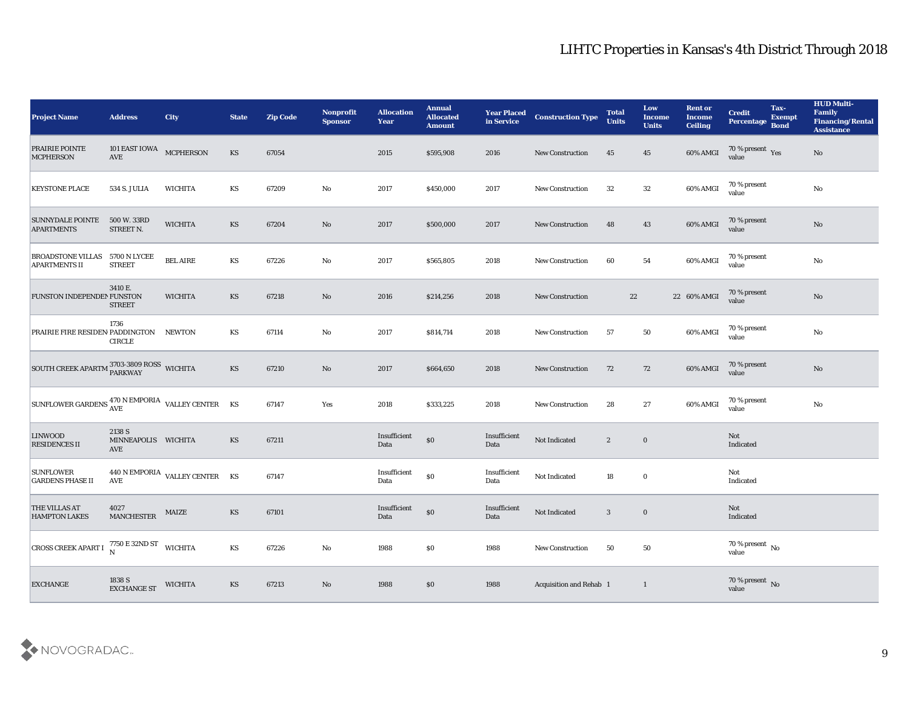# LIHTC Properties in Kansas's 4th District Through 2018

| Project Name | Address | City | State | Zip Code | Nonprofit Sponsor | Allocation Year | Annual Allocated Amount | Year Placed in Service | Construction Type | Total Units | Low Income Units | Rent or Income Ceiling | Credit Percentage | Tax-Exempt Bond | HUD Multi-Family Financing/Rental Assistance |
|---|---|---|---|---|---|---|---|---|---|---|---|---|---|---|---|
| PRAIRIE POINTE MCPHERSON | 101 EAST IOWA AVE | MCPHERSON | KS | 67054 | | 2015 | $595,908 | 2016 | New Construction | 45 | 45 | 60% AMGI | 70 % present value | Yes | No |
| KEYSTONE PLACE | 534 S. JULIA | WICHITA | KS | 67209 | No | 2017 | $450,000 | 2017 | New Construction | 32 | 32 | 60% AMGI | 70 % present value | | No |
| SUNNYDALE POINTE APARTMENTS | 500 W. 33RD STREET N. | WICHITA | KS | 67204 | No | 2017 | $500,000 | 2017 | New Construction | 48 | 43 | 60% AMGI | 70 % present value | | No |
| BROADSTONE VILLAS APARTMENTS II | 5700 N LYCEE STREET | BEL AIRE | KS | 67226 | No | 2017 | $565,805 | 2018 | New Construction | 60 | 54 | 60% AMGI | 70 % present value | | No |
| FUNSTON INDEPENDEN | 3410 E. FUNSTON STREET | WICHITA | KS | 67218 | No | 2016 | $214,256 | 2018 | New Construction | 22 | 22 | 60% AMGI | 70 % present value | | No |
| PRAIRIE FIRE RESIDEN | 1736 PADDINGTON CIRCLE | NEWTON | KS | 67114 | No | 2017 | $814,714 | 2018 | New Construction | 57 | 50 | 60% AMGI | 70 % present value | | No |
| SOUTH CREEK APARTM | 3703-3809 ROSS PARKWAY | WICHITA | KS | 67210 | No | 2017 | $664,650 | 2018 | New Construction | 72 | 72 | 60% AMGI | 70 % present value | | No |
| SUNFLOWER GARDENS | 470 N EMPORIA AVE | VALLEY CENTER | KS | 67147 | Yes | 2018 | $333,225 | 2018 | New Construction | 28 | 27 | 60% AMGI | 70 % present value | | No |
| LINWOOD RESIDENCES II | 2138 S MINNEAPOLIS AVE | WICHITA | KS | 67211 | | Insufficient Data | $0 | Insufficient Data | Not Indicated | 2 | 0 | | Not Indicated | | |
| SUNFLOWER GARDENS PHASE II | 440 N EMPORIA AVE | VALLEY CENTER | KS | 67147 | | Insufficient Data | $0 | Insufficient Data | Not Indicated | 18 | 0 | | Not Indicated | | |
| THE VILLAS AT HAMPTON LAKES | 4027 MANCHESTER | MAIZE | KS | 67101 | | Insufficient Data | $0 | Insufficient Data | Not Indicated | 3 | 0 | | Not Indicated | | |
| CROSS CREEK APART I | 7750 E 32ND ST N | WICHITA | KS | 67226 | No | 1988 | $0 | 1988 | New Construction | 50 | 50 | | 70 % present value | No | |
| EXCHANGE | 1838 S EXCHANGE ST | WICHITA | KS | 67213 | No | 1988 | $0 | 1988 | Acquisition and Rehab | 1 | 1 | | 70 % present value | No | |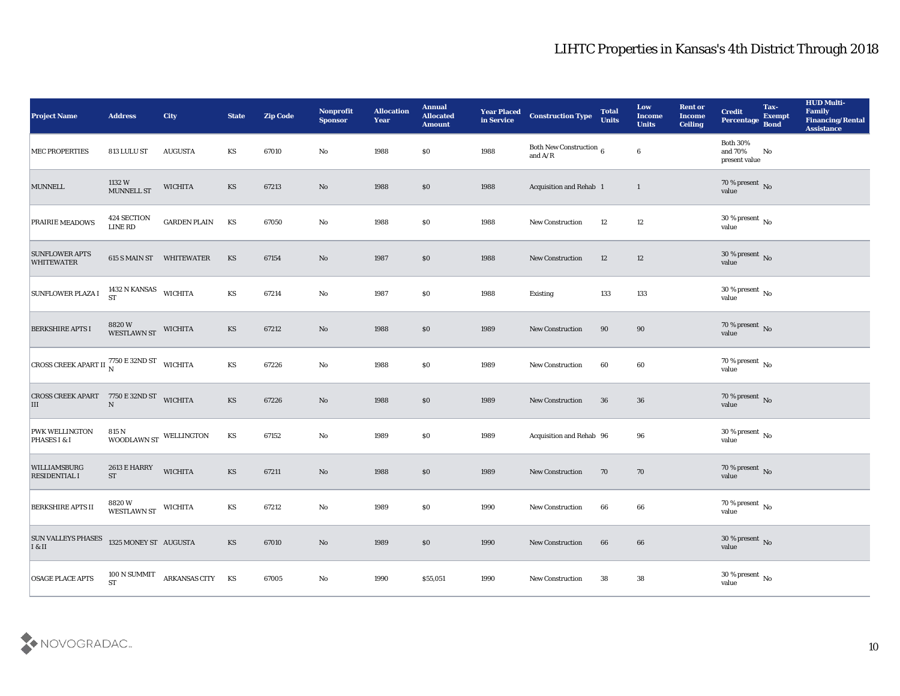# LIHTC Properties in Kansas's 4th District Through 2018

| Project Name | Address | City | State | Zip Code | Nonprofit Sponsor | Allocation Year | Annual Allocated Amount | Year Placed in Service | Construction Type | Total Units | Low Income Units | Rent or Income Ceiling | Credit Percentage | Tax-Exempt Bond | HUD Multi-Family Financing/Rental Assistance |
|---|---|---|---|---|---|---|---|---|---|---|---|---|---|---|---|
| MEC PROPERTIES | 813 LULU ST | AUGUSTA | KS | 67010 | No | 1988 | $0 | 1988 | Both New Construction and A/R | 6 | 6 | | Both 30% and 70% present value | No | |
| MUNNELL | 1132 W MUNNELL ST | WICHITA | KS | 67213 | No | 1988 | $0 | 1988 | Acquisition and Rehab | 1 | 1 | | 70 % present value | No | |
| PRAIRIE MEADOWS | 424 SECTION LINE RD | GARDEN PLAIN | KS | 67050 | No | 1988 | $0 | 1988 | New Construction | 12 | 12 | | 30 % present value | No | |
| SUNFLOWER APTS WHITEWATER | 615 S MAIN ST | WHITEWATER | KS | 67154 | No | 1987 | $0 | 1988 | New Construction | 12 | 12 | | 30 % present value | No | |
| SUNFLOWER PLAZA I | 1432 N KANSAS ST | WICHITA | KS | 67214 | No | 1987 | $0 | 1988 | Existing | 133 | 133 | | 30 % present value | No | |
| BERKSHIRE APTS I | 8820 W WESTLAWN ST | WICHITA | KS | 67212 | No | 1988 | $0 | 1989 | New Construction | 90 | 90 | | 70 % present value | No | |
| CROSS CREEK APART II | 7750 E 32ND ST N | WICHITA | KS | 67226 | No | 1988 | $0 | 1989 | New Construction | 60 | 60 | | 70 % present value | No | |
| CROSS CREEK APART III | 7750 E 32ND ST N | WICHITA | KS | 67226 | No | 1988 | $0 | 1989 | New Construction | 36 | 36 | | 70 % present value | No | |
| PWK WELLINGTON PHASES I & I | 815 N WOODLAWN ST | WELLINGTON | KS | 67152 | No | 1989 | $0 | 1989 | Acquisition and Rehab | 96 | 96 | | 30 % present value | No | |
| WILLIAMSBURG RESIDENTIAL I | 2613 E HARRY ST | WICHITA | KS | 67211 | No | 1988 | $0 | 1989 | New Construction | 70 | 70 | | 70 % present value | No | |
| BERKSHIRE APTS II | 8820 W WESTLAWN ST | WICHITA | KS | 67212 | No | 1989 | $0 | 1990 | New Construction | 66 | 66 | | 70 % present value | No | |
| SUN VALLEYS PHASES I & II | 1325 MONEY ST | AUGUSTA | KS | 67010 | No | 1989 | $0 | 1990 | New Construction | 66 | 66 | | 30 % present value | No | |
| OSAGE PLACE APTS | 100 N SUMMIT ST | ARKANSAS CITY | KS | 67005 | No | 1990 | $55,051 | 1990 | New Construction | 38 | 38 | | 30 % present value | No | |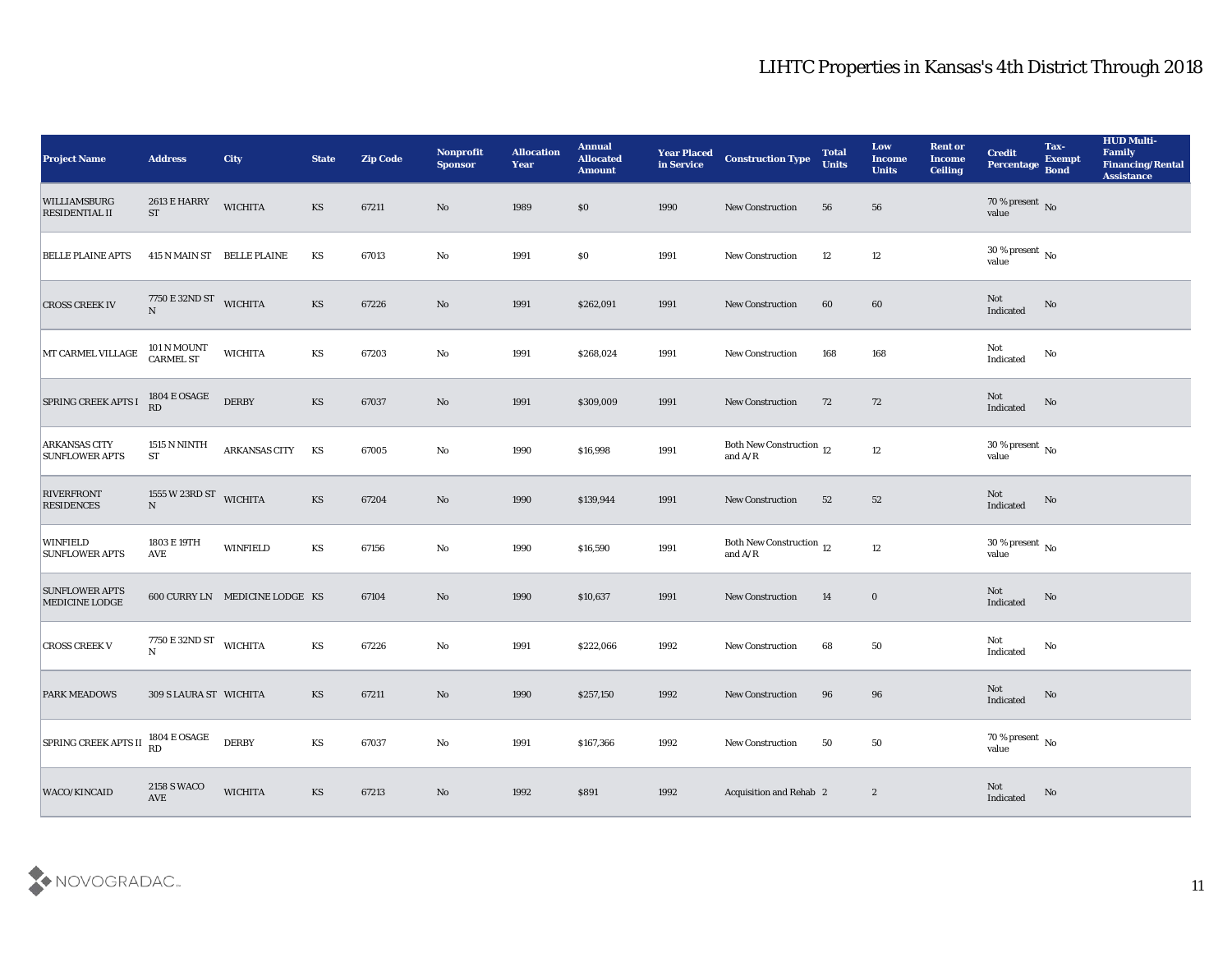# LIHTC Properties in Kansas's 4th District Through 2018

| Project Name | Address | City | State | Zip Code | Nonprofit Sponsor | Allocation Year | Annual Allocated Amount | Year Placed in Service | Construction Type | Total Units | Low Income Units | Rent or Income Ceiling | Credit Percentage | Tax-Exempt Bond | HUD Multi-Family Financing/Rental Assistance |
|---|---|---|---|---|---|---|---|---|---|---|---|---|---|---|---|
| WILLIAMSBURG RESIDENTIAL II | 2613 E HARRY ST | WICHITA | KS | 67211 | No | 1989 | $0 | 1990 | New Construction | 56 | 56 | | 70 % present value | No | |
| BELLE PLAINE APTS | 415 N MAIN ST | BELLE PLAINE | KS | 67013 | No | 1991 | $0 | 1991 | New Construction | 12 | 12 | | 30 % present value | No | |
| CROSS CREEK IV | 7750 E 32ND ST N | WICHITA | KS | 67226 | No | 1991 | $262,091 | 1991 | New Construction | 60 | 60 | | Not Indicated | No | |
| MT CARMEL VILLAGE | 101 N MOUNT CARMEL ST | WICHITA | KS | 67203 | No | 1991 | $268,024 | 1991 | New Construction | 168 | 168 | | Not Indicated | No | |
| SPRING CREEK APTS I | 1804 E OSAGE RD | DERBY | KS | 67037 | No | 1991 | $309,009 | 1991 | New Construction | 72 | 72 | | Not Indicated | No | |
| ARKANSAS CITY SUNFLOWER APTS | 1515 N NINTH ST | ARKANSAS CITY | KS | 67005 | No | 1990 | $16,998 | 1991 | Both New Construction and A/R | 12 | 12 | | 30 % present value | No | |
| RIVERFRONT RESIDENCES | 1555 W 23RD ST N | WICHITA | KS | 67204 | No | 1990 | $139,944 | 1991 | New Construction | 52 | 52 | | Not Indicated | No | |
| WINFIELD SUNFLOWER APTS | 1803 E 19TH AVE | WINFIELD | KS | 67156 | No | 1990 | $16,590 | 1991 | Both New Construction and A/R | 12 | 12 | | 30 % present value | No | |
| SUNFLOWER APTS MEDICINE LODGE | 600 CURRY LN | MEDICINE LODGE | KS | 67104 | No | 1990 | $10,637 | 1991 | New Construction | 14 | 0 | | Not Indicated | No | |
| CROSS CREEK V | 7750 E 32ND ST N | WICHITA | KS | 67226 | No | 1991 | $222,066 | 1992 | New Construction | 68 | 50 | | Not Indicated | No | |
| PARK MEADOWS | 309 S LAURA ST | WICHITA | KS | 67211 | No | 1990 | $257,150 | 1992 | New Construction | 96 | 96 | | Not Indicated | No | |
| SPRING CREEK APTS II | 1804 E OSAGE RD | DERBY | KS | 67037 | No | 1991 | $167,366 | 1992 | New Construction | 50 | 50 | | 70 % present value | No | |
| WACO/KINCAID | 2158 S WACO AVE | WICHITA | KS | 67213 | No | 1992 | $891 | 1992 | Acquisition and Rehab | 2 | 2 | | Not Indicated | No | |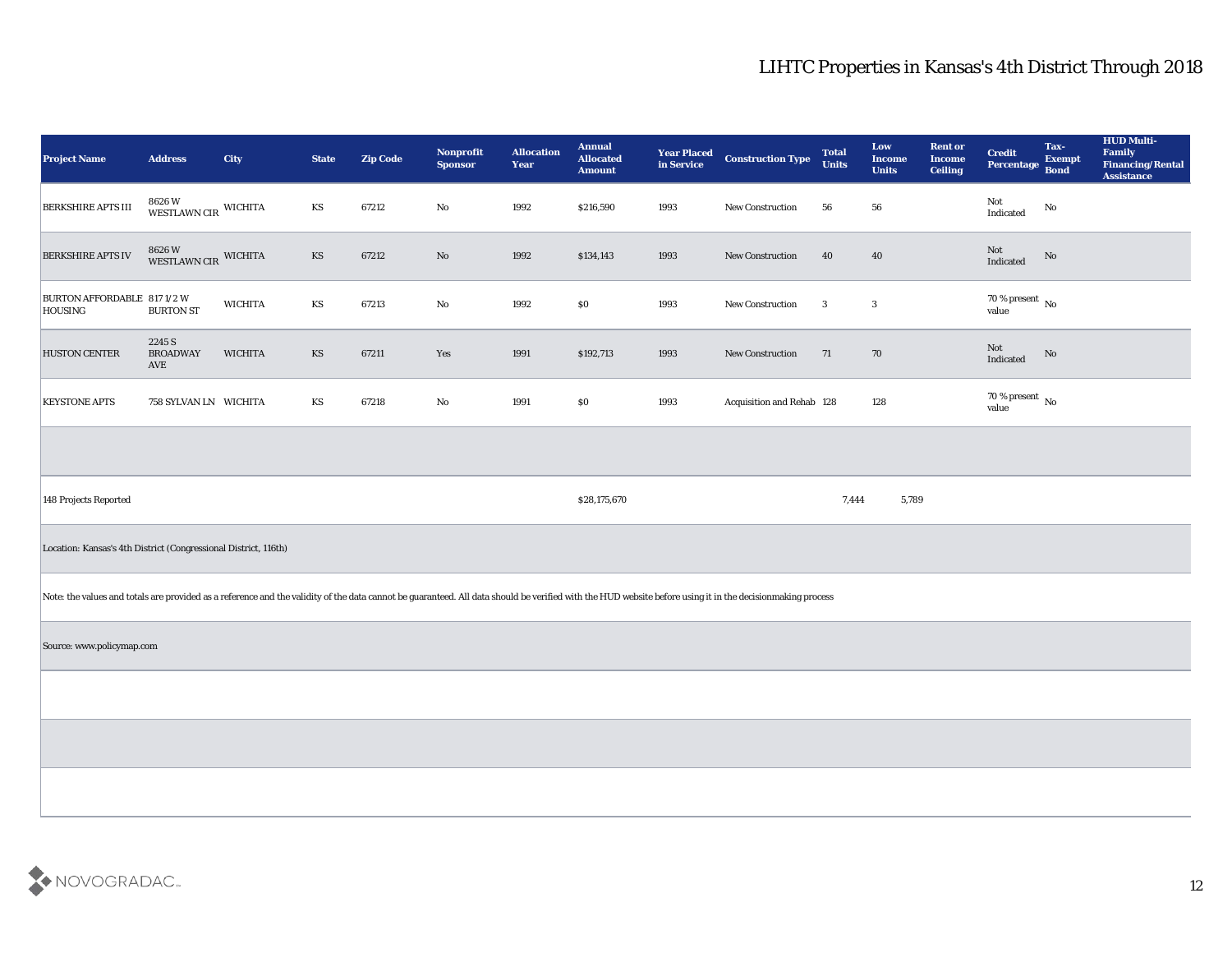# LIHTC Properties in Kansas's 4th District Through 2018

| Project Name | Address | City | State | Zip Code | Nonprofit Sponsor | Allocation Year | Annual Allocated Amount | Year Placed in Service | Construction Type | Total Units | Low Income Units | Rent or Income Ceiling | Credit Percentage | Tax-Exempt Bond | HUD Multi-Family Financing/Rental Assistance |
|---|---|---|---|---|---|---|---|---|---|---|---|---|---|---|---|
| BERKSHIRE APTS III | 8626 W WESTLAWN CIR | WICHITA | KS | 67212 | No | 1992 | $216,590 | 1993 | New Construction | 56 | 56 | | Not Indicated | No | |
| BERKSHIRE APTS IV | 8626 W WESTLAWN CIR | WICHITA | KS | 67212 | No | 1992 | $134,143 | 1993 | New Construction | 40 | 40 | | Not Indicated | No | |
| BURTON AFFORDABLE HOUSING | 817 1/2 W BURTON ST | WICHITA | KS | 67213 | No | 1992 | $0 | 1993 | New Construction | 3 | 3 | | 70 % present value | No | |
| HUSTON CENTER | 2245 S BROADWAY AVE | WICHITA | KS | 67211 | Yes | 1991 | $192,713 | 1993 | New Construction | 71 | 70 | | Not Indicated | No | |
| KEYSTONE APTS | 758 SYLVAN LN | WICHITA | KS | 67218 | No | 1991 | $0 | 1993 | Acquisition and Rehab | 128 | 128 | | 70 % present value | No | |
| | | | | | | | | | | | | | | | |
| 148 Projects Reported | | | | | | | $28,175,670 | | | 7,444 | 5,789 | | | | |

Location: Kansas's 4th District (Congressional District, 116th)

Note: the values and totals are provided as a reference and the validity of the data cannot be guaranteed. All data should be verified with the HUD website before using it in the decisionmaking process

Source: www.policymap.com